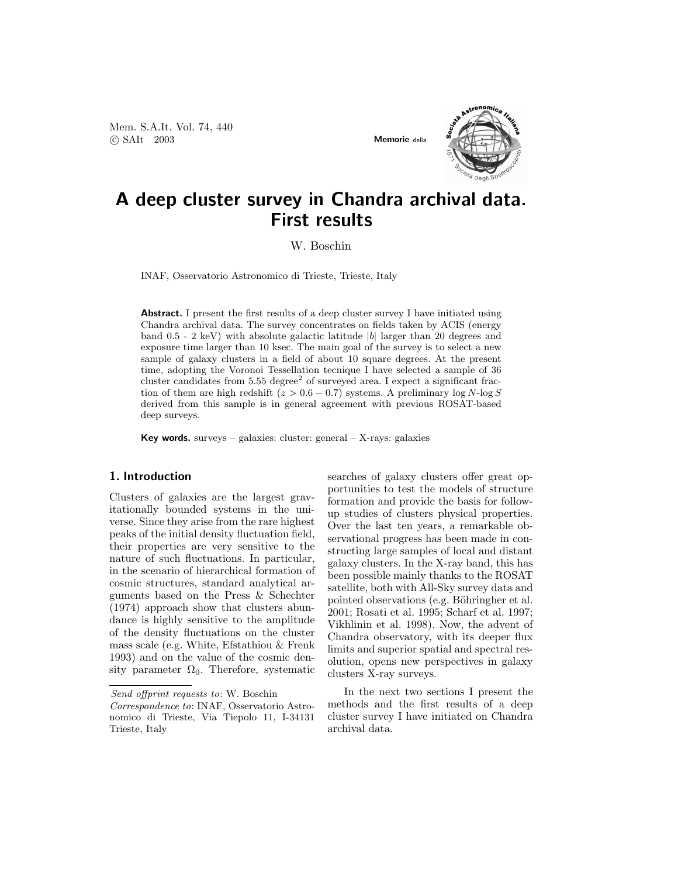# A deep cluster survey in Chandra archival data. First results

W. Boschin

INAF, Osservatorio Astronomico di Trieste, Trieste, Italy

**Abstract.** I present the first results of a deep cluster survey I have initiated using Chandra archival data. The survey concentrates on fields taken by ACIS (energy band 0.5 - 2 keV) with absolute galactic latitude $|b|$ larger than 20 degrees and exposure time larger than 10 ksec. The main goal of the survey is to select a new sample of galaxy clusters in a field of about 10 square degrees. At the present time, adopting the Voronoi Tessellation tecnique I have selected a sample of 36 cluster candidates from 5.55 degree$^2$ of surveyed area. I expect a significant fraction of them are high redshift ($z > 0.6 - 0.7$) systems. A preliminary $\log N$-$\log S$ derived from this sample is in general agreement with previous ROSAT-based deep surveys.

**Key words.** surveys – galaxies: cluster: general – X-rays: galaxies

## 1. Introduction

Clusters of galaxies are the largest gravitationally bounded systems in the universe. Since they arise from the rare highest peaks of the initial density fluctuation field, their properties are very sensitive to the nature of such fluctuations. In particular, in the scenario of hierarchical formation of cosmic structures, standard analytical arguments based on the Press & Schechter (1974) approach show that clusters abundance is highly sensitive to the amplitude of the density fluctuations on the cluster mass scale (e.g. White, Efstathiou & Frenk 1993) and on the value of the cosmic density parameter $\Omega_0$. Therefore, systematic searches of galaxy clusters offer great opportunities to test the models of structure formation and provide the basis for follow-up studies of clusters physical properties. Over the last ten years, a remarkable observational progress has been made in constructing large samples of local and distant galaxy clusters. In the X-ray band, this has been possible mainly thanks to the ROSAT satellite, both with All-Sky survey data and pointed observations (e.g. Böhringer et al. 2001; Rosati et al. 1995; Scharf et al. 1997; Vikhlinin et al. 1998). Now, the advent of Chandra observatory, with its deeper flux limits and superior spatial and spectral resolution, opens new perspectives in galaxy clusters X-ray surveys.

In the next two sections I present the methods and the first results of a deep cluster survey I have initiated on Chandra archival data.

*Send offprint requests to*: W. Boschin
*Correspondence to*: INAF, Osservatorio Astronomico di Trieste, Via Tiepolo 11, I-34131 Trieste, Italy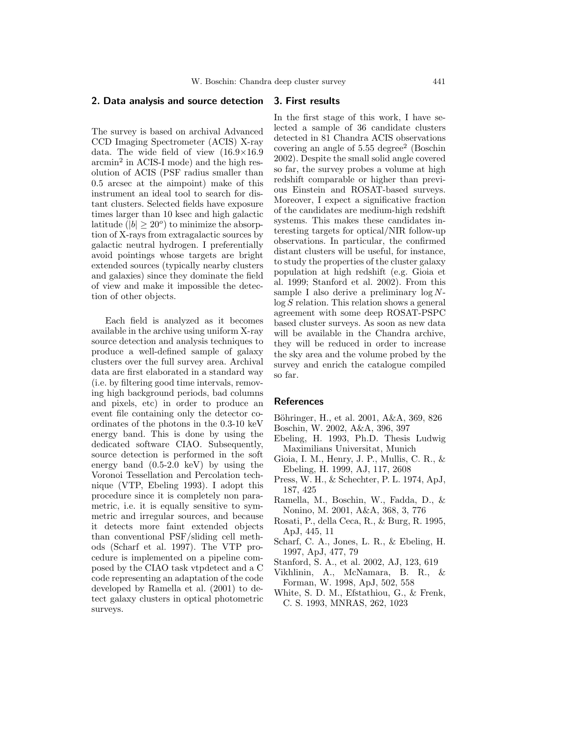## 2. Data analysis and source detection

The survey is based on archival Advanced CCD Imaging Spectrometer (ACIS) X-ray data. The wide field of view ($16.9\times16.9$ arcmin$^2$ in ACIS-I mode) and the high resolution of ACIS (PSF radius smaller than 0.5 arcsec at the aimpoint) make of this instrument an ideal tool to search for distant clusters. Selected fields have exposure times larger than 10 ksec and high galactic latitude ($|b| \geq 20^o$) to minimize the absorption of X-rays from extragalactic sources by galactic neutral hydrogen. I preferentially avoid pointings whose targets are bright extended sources (typically nearby clusters and galaxies) since they dominate the field of view and make it impossible the detection of other objects.

Each field is analyzed as it becomes available in the archive using uniform X-ray source detection and analysis techniques to produce a well-defined sample of galaxy clusters over the full survey area. Archival data are first elaborated in a standard way (i.e. by filtering good time intervals, removing high background periods, bad columns and pixels, etc) in order to produce an event file containing only the detector coordinates of the photons in the 0.3-10 keV energy band. This is done by using the dedicated software CIAO. Subsequently, source detection is performed in the soft energy band (0.5-2.0 keV) by using the Voronoi Tessellation and Percolation technique (VTP, Ebeling 1993). I adopt this procedure since it is completely non parametric, i.e. it is equally sensitive to symmetric and irregular sources, and because it detects more faint extended objects than conventional PSF/sliding cell methods (Scharf et al. 1997). The VTP procedure is implemented on a pipeline composed by the CIAO task vtpdetect and a C code representing an adaptation of the code developed by Ramella et al. (2001) to detect galaxy clusters in optical photometric surveys.

## 3. First results

In the first stage of this work, I have selected a sample of 36 candidate clusters detected in 81 Chandra ACIS observations covering an angle of 5.55 degree$^2$ (Boschin 2002). Despite the small solid angle covered so far, the survey probes a volume at high redshift comparable or higher than previous Einstein and ROSAT-based surveys. Moreover, I expect a significative fraction of the candidates are medium-high redshift systems. This makes these candidates interesting targets for optical/NIR follow-up observations. In particular, the confirmed distant clusters will be useful, for instance, to study the properties of the cluster galaxy population at high redshift (e.g. Gioia et al. 1999; Stanford et al. 2002). From this sample I also derive a preliminary $\log N$-$\log S$ relation. This relation shows a general agreement with some deep ROSAT-PSPC based cluster surveys. As soon as new data will be available in the Chandra archive, they will be reduced in order to increase the sky area and the volume probed by the survey and enrich the catalogue compiled so far.

## References

Böhringer, H., et al. 2001, A&A, 369, 826
Boschin, W. 2002, A&A, 396, 397
Ebeling, H. 1993, Ph.D. Thesis Ludwig Maximilians Universitat, Munich
Gioia, I. M., Henry, J. P., Mullis, C. R., & Ebeling, H. 1999, AJ, 117, 2608
Press, W. H., & Schechter, P. L. 1974, ApJ, 187, 425
Ramella, M., Boschin, W., Fadda, D., & Nonino, M. 2001, A&A, 368, 3, 776
Rosati, P., della Ceca, R., & Burg, R. 1995, ApJ, 445, 11
Scharf, C. A., Jones, L. R., & Ebeling, H. 1997, ApJ, 477, 79
Stanford, S. A., et al. 2002, AJ, 123, 619
Vikhlinin, A., McNamara, B. R., & Forman, W. 1998, ApJ, 502, 558
White, S. D. M., Efstathiou, G., & Frenk, C. S. 1993, MNRAS, 262, 1023